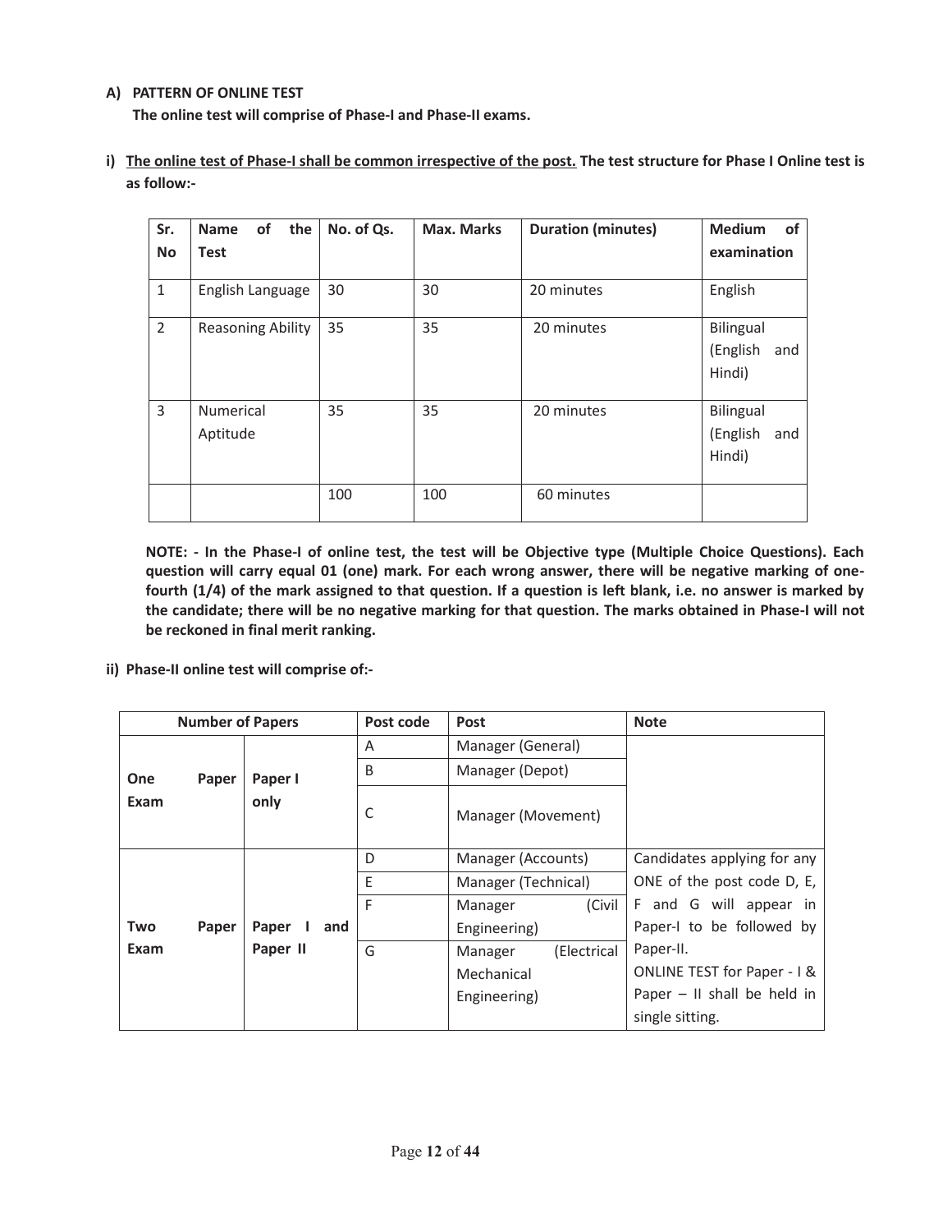**A) PATTERN OF ONLINE TEST**

**The online test will comprise of Phase-I and Phase-II exams.**

**i) <u>The online test of Phase-I shall be common irrespective of the post.</u> The test structure for Phase I Online test is as follow:-**

| Sr. No | Name of the Test | No. of Qs. | Max. Marks | Duration (minutes) | Medium of examination |
|---|---|---|---|---|---|
| 1 | English Language | 30 | 30 | 20 minutes | English |
| 2 | Reasoning Ability | 35 | 35 | 20 minutes | Bilingual (English and Hindi) |
| 3 | Numerical Aptitude | 35 | 35 | 20 minutes | Bilingual (English and Hindi) |
| | | 100 | 100 | 60 minutes | |

**NOTE: - In the Phase-I of online test, the test will be Objective type (Multiple Choice Questions). Each question will carry equal 01 (one) mark. For each wrong answer, there will be negative marking of one-fourth (1/4) of the mark assigned to that question. If a question is left blank, i.e. no answer is marked by the candidate; there will be no negative marking for that question. The marks obtained in Phase-I will not be reckoned in final merit ranking.**

**ii) Phase-II online test will comprise of:-**

| Number of Papers | | Post code | Post | Note |
|---|---|---|---|---|
| One Paper Exam | Paper I only | A | Manager (General) | |
| | | B | Manager (Depot) | |
| | | C | Manager (Movement) | |
| Two Paper Exam | Paper I and Paper II | D | Manager (Accounts) | Candidates applying for any ONE of the post code D, E, F and G will appear in Paper-I to be followed by Paper-II. ONLINE TEST for Paper - I & Paper – II shall be held in single sitting. |
| | | E | Manager (Technical) | |
| | | F | Manager (Civil Engineering) | |
| | | G | Manager (Electrical Mechanical Engineering) | |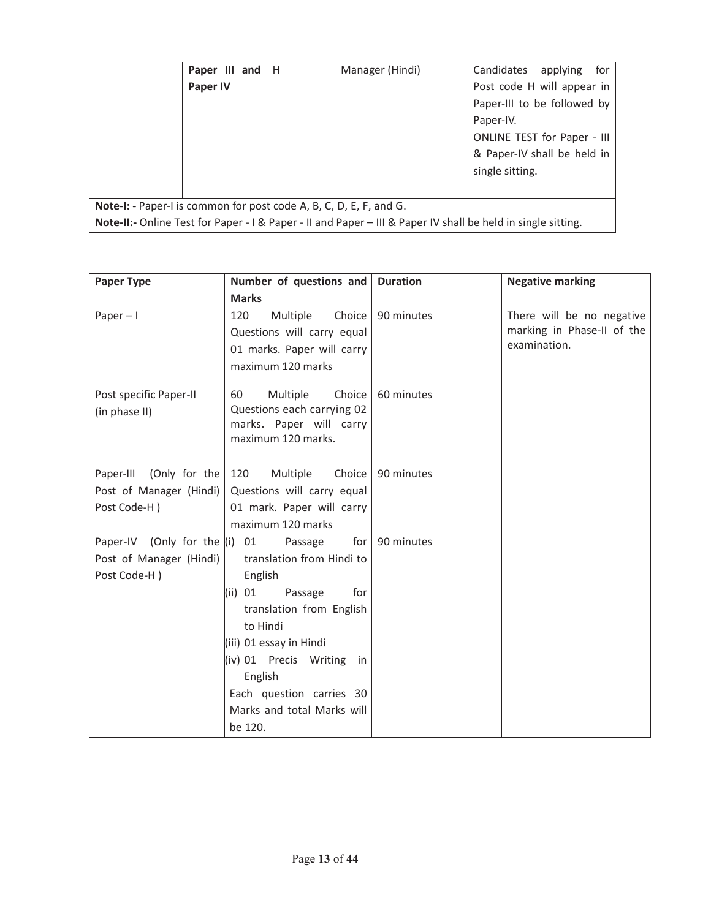|  | Paper III and Paper IV | H | Manager (Hindi) | Candidates applying for Post code H will appear in Paper-III to be followed by Paper-IV. ONLINE TEST for Paper - III & Paper-IV shall be held in single sitting. |
|---|---|---|---|---|

**Note-I: -** Paper-I is common for post code A, B, C, D, E, F, and G.

**Note-II:-** Online Test for Paper - I & Paper - II and Paper – III & Paper IV shall be held in single sitting.

| Paper Type | Number of questions and Marks | Duration | Negative marking |
|---|---|---|---|
| Paper – I | 120 Multiple Choice Questions will carry equal 01 marks. Paper will carry maximum 120 marks | 90 minutes | There will be no negative marking in Phase-II of the examination. |
| Post specific Paper-II (in phase II) | 60 Multiple Choice Questions each carrying 02 marks. Paper will carry maximum 120 marks. | 60 minutes | |
| Paper-III (Only for the Post of Manager (Hindi) Post Code-H ) | 120 Multiple Choice Questions will carry equal 01 mark. Paper will carry maximum 120 marks | 90 minutes | |
| Paper-IV (Only for the Post of Manager (Hindi) Post Code-H ) | (i) 01 Passage for translation from Hindi to English<br>(ii) 01 Passage for translation from English to Hindi<br>(iii) 01 essay in Hindi<br>(iv) 01 Precis Writing in English<br>Each question carries 30 Marks and total Marks will be 120. | 90 minutes | |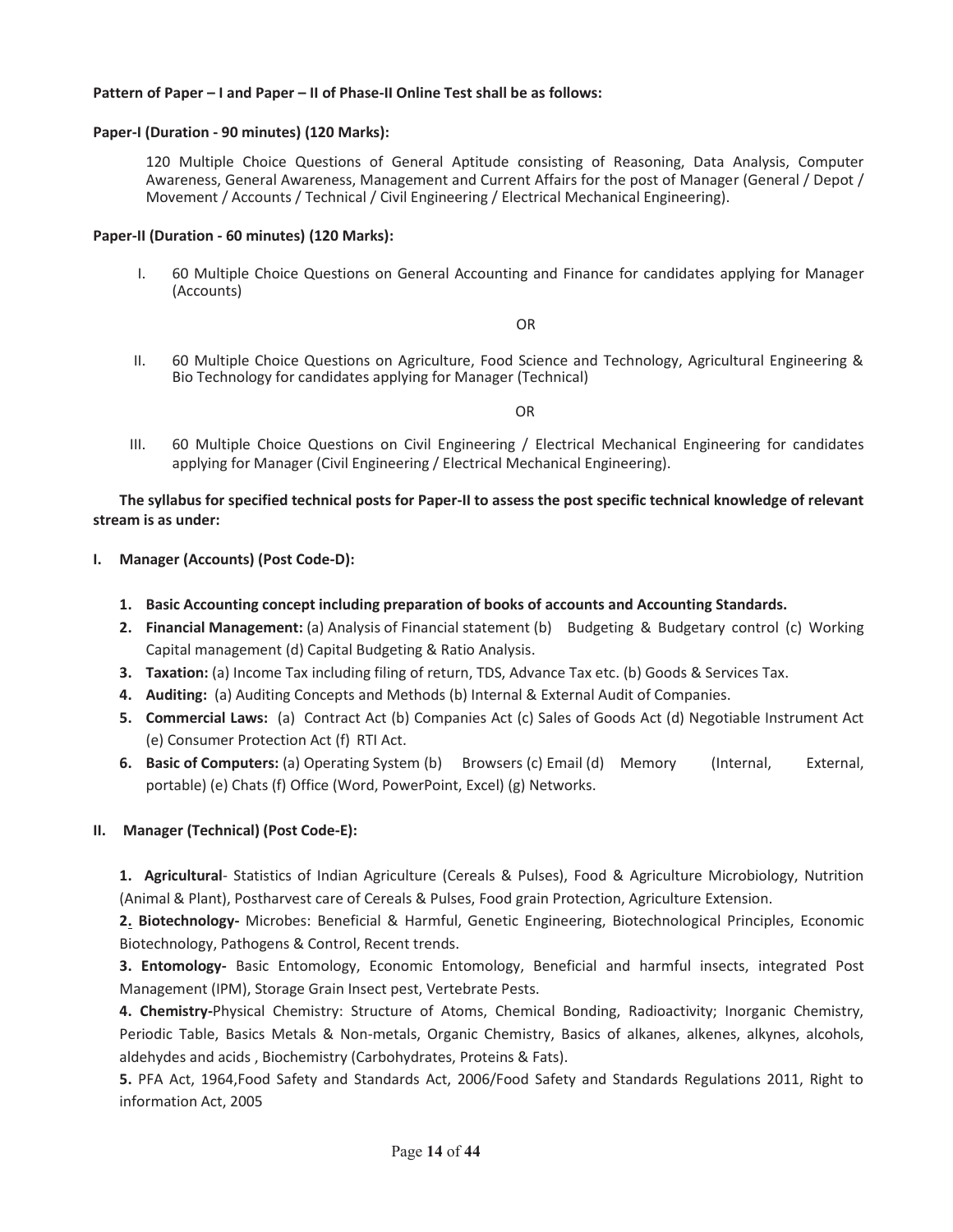**Pattern of Paper – I and Paper – II of Phase-II Online Test shall be as follows:**

**Paper-I (Duration - 90 minutes) (120 Marks):**

120 Multiple Choice Questions of General Aptitude consisting of Reasoning, Data Analysis, Computer Awareness, General Awareness, Management and Current Affairs for the post of Manager (General / Depot / Movement / Accounts / Technical / Civil Engineering / Electrical Mechanical Engineering).

**Paper-II (Duration - 60 minutes) (120 Marks):**

I. 60 Multiple Choice Questions on General Accounting and Finance for candidates applying for Manager (Accounts)

OR

II. 60 Multiple Choice Questions on Agriculture, Food Science and Technology, Agricultural Engineering & Bio Technology for candidates applying for Manager (Technical)

OR

III. 60 Multiple Choice Questions on Civil Engineering / Electrical Mechanical Engineering for candidates applying for Manager (Civil Engineering / Electrical Mechanical Engineering).

**The syllabus for specified technical posts for Paper-II to assess the post specific technical knowledge of relevant stream is as under:**

**I. Manager (Accounts) (Post Code-D):**

1. **Basic Accounting concept including preparation of books of accounts and Accounting Standards.**
2. **Financial Management:** (a) Analysis of Financial statement (b) Budgeting & Budgetary control (c) Working Capital management (d) Capital Budgeting & Ratio Analysis.
3. **Taxation:** (a) Income Tax including filing of return, TDS, Advance Tax etc. (b) Goods & Services Tax.
4. **Auditing:** (a) Auditing Concepts and Methods (b) Internal & External Audit of Companies.
5. **Commercial Laws:** (a) Contract Act (b) Companies Act (c) Sales of Goods Act (d) Negotiable Instrument Act (e) Consumer Protection Act (f) RTI Act.
6. **Basic of Computers:** (a) Operating System (b) Browsers (c) Email (d) Memory (Internal, External, portable) (e) Chats (f) Office (Word, PowerPoint, Excel) (g) Networks.

**II. Manager (Technical) (Post Code-E):**

**1. Agricultural**- Statistics of Indian Agriculture (Cereals & Pulses), Food & Agriculture Microbiology, Nutrition (Animal & Plant), Postharvest care of Cereals & Pulses, Food grain Protection, Agriculture Extension.

**2. Biotechnology-** Microbes: Beneficial & Harmful, Genetic Engineering, Biotechnological Principles, Economic Biotechnology, Pathogens & Control, Recent trends.

**3. Entomology-** Basic Entomology, Economic Entomology, Beneficial and harmful insects, integrated Post Management (IPM), Storage Grain Insect pest, Vertebrate Pests.

**4. Chemistry-**Physical Chemistry: Structure of Atoms, Chemical Bonding, Radioactivity; Inorganic Chemistry, Periodic Table, Basics Metals & Non-metals, Organic Chemistry, Basics of alkanes, alkenes, alkynes, alcohols, aldehydes and acids , Biochemistry (Carbohydrates, Proteins & Fats).

**5.** PFA Act, 1964,Food Safety and Standards Act, 2006/Food Safety and Standards Regulations 2011, Right to information Act, 2005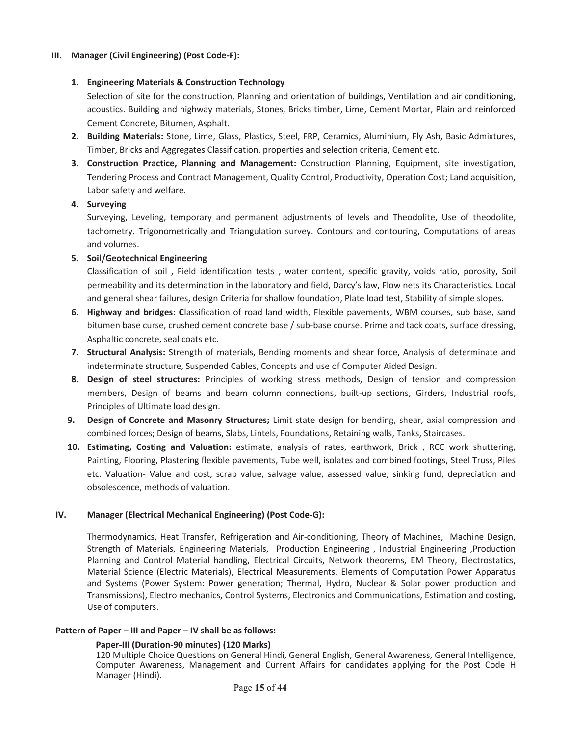### III. Manager (Civil Engineering) (Post Code-F):

1. **Engineering Materials & Construction Technology**
   Selection of site for the construction, Planning and orientation of buildings, Ventilation and air conditioning, acoustics. Building and highway materials, Stones, Bricks timber, Lime, Cement Mortar, Plain and reinforced Cement Concrete, Bitumen, Asphalt.
2. **Building Materials:** Stone, Lime, Glass, Plastics, Steel, FRP, Ceramics, Aluminium, Fly Ash, Basic Admixtures, Timber, Bricks and Aggregates Classification, properties and selection criteria, Cement etc.
3. **Construction Practice, Planning and Management:** Construction Planning, Equipment, site investigation, Tendering Process and Contract Management, Quality Control, Productivity, Operation Cost; Land acquisition, Labor safety and welfare.
4. **Surveying**
   Surveying, Leveling, temporary and permanent adjustments of levels and Theodolite, Use of theodolite, tachometry. Trigonometrically and Triangulation survey. Contours and contouring, Computations of areas and volumes.
5. **Soil/Geotechnical Engineering**
   Classification of soil , Field identification tests , water content, specific gravity, voids ratio, porosity, Soil permeability and its determination in the laboratory and field, Darcy's law, Flow nets its Characteristics. Local and general shear failures, design Criteria for shallow foundation, Plate load test, Stability of simple slopes.
6. **Highway and bridges: C**lassification of road land width, Flexible pavements, WBM courses, sub base, sand bitumen base curse, crushed cement concrete base / sub-base course. Prime and tack coats, surface dressing, Asphaltic concrete, seal coats etc.
7. **Structural Analysis:** Strength of materials, Bending moments and shear force, Analysis of determinate and indeterminate structure, Suspended Cables, Concepts and use of Computer Aided Design.
8. **Design of steel structures:** Principles of working stress methods, Design of tension and compression members, Design of beams and beam column connections, built-up sections, Girders, Industrial roofs, Principles of Ultimate load design.
9. **Design of Concrete and Masonry Structures;** Limit state design for bending, shear, axial compression and combined forces; Design of beams, Slabs, Lintels, Foundations, Retaining walls, Tanks, Staircases.
10. **Estimating, Costing and Valuation:** estimate, analysis of rates, earthwork, Brick , RCC work shuttering, Painting, Flooring, Plastering flexible pavements, Tube well, isolates and combined footings, Steel Truss, Piles etc. Valuation- Value and cost, scrap value, salvage value, assessed value, sinking fund, depreciation and obsolescence, methods of valuation.

### IV. Manager (Electrical Mechanical Engineering) (Post Code-G):

Thermodynamics, Heat Transfer, Refrigeration and Air-conditioning, Theory of Machines, Machine Design, Strength of Materials, Engineering Materials, Production Engineering , Industrial Engineering ,Production Planning and Control Material handling, Electrical Circuits, Network theorems, EM Theory, Electrostatics, Material Science (Electric Materials), Electrical Measurements, Elements of Computation Power Apparatus and Systems (Power System: Power generation; Thermal, Hydro, Nuclear & Solar power production and Transmissions), Electro mechanics, Control Systems, Electronics and Communications, Estimation and costing, Use of computers.

**Pattern of Paper – III and Paper – IV shall be as follows:**

**Paper-III (Duration-90 minutes) (120 Marks)**
120 Multiple Choice Questions on General Hindi, General English, General Awareness, General Intelligence, Computer Awareness, Management and Current Affairs for candidates applying for the Post Code H Manager (Hindi).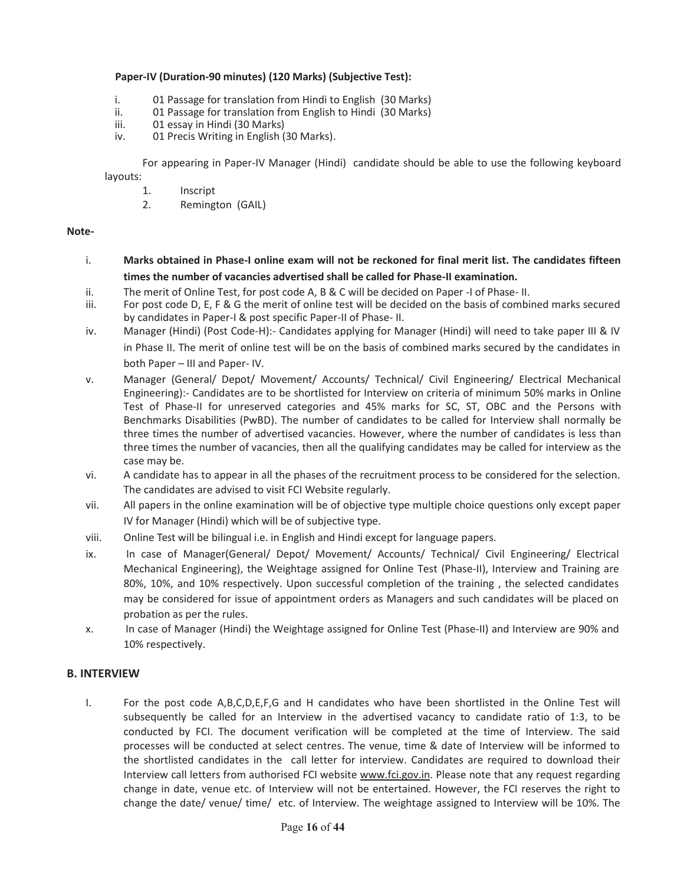**Paper-IV (Duration-90 minutes) (120 Marks) (Subjective Test):**

i. 01 Passage for translation from Hindi to English (30 Marks)
ii. 01 Passage for translation from English to Hindi (30 Marks)
iii. 01 essay in Hindi (30 Marks)
iv. 01 Precis Writing in English (30 Marks).

For appearing in Paper-IV Manager (Hindi) candidate should be able to use the following keyboard layouts:

1. Inscript
2. Remington (GAIL)

**Note-**

i. **Marks obtained in Phase-I online exam will not be reckoned for final merit list. The candidates fifteen times the number of vacancies advertised shall be called for Phase-II examination.**
ii. The merit of Online Test, for post code A, B & C will be decided on Paper -I of Phase- II.
iii. For post code D, E, F & G the merit of online test will be decided on the basis of combined marks secured by candidates in Paper-I & post specific Paper-II of Phase- II.
iv. Manager (Hindi) (Post Code-H):- Candidates applying for Manager (Hindi) will need to take paper III & IV in Phase II. The merit of online test will be on the basis of combined marks secured by the candidates in both Paper – III and Paper- IV.
v. Manager (General/ Depot/ Movement/ Accounts/ Technical/ Civil Engineering/ Electrical Mechanical Engineering):- Candidates are to be shortlisted for Interview on criteria of minimum 50% marks in Online Test of Phase-II for unreserved categories and 45% marks for SC, ST, OBC and the Persons with Benchmarks Disabilities (PwBD). The number of candidates to be called for Interview shall normally be three times the number of advertised vacancies. However, where the number of candidates is less than three times the number of vacancies, then all the qualifying candidates may be called for interview as the case may be.
vi. A candidate has to appear in all the phases of the recruitment process to be considered for the selection. The candidates are advised to visit FCI Website regularly.
vii. All papers in the online examination will be of objective type multiple choice questions only except paper IV for Manager (Hindi) which will be of subjective type.
viii. Online Test will be bilingual i.e. in English and Hindi except for language papers.
ix. In case of Manager(General/ Depot/ Movement/ Accounts/ Technical/ Civil Engineering/ Electrical Mechanical Engineering), the Weightage assigned for Online Test (Phase-II), Interview and Training are 80%, 10%, and 10% respectively. Upon successful completion of the training , the selected candidates may be considered for issue of appointment orders as Managers and such candidates will be placed on probation as per the rules.
x. In case of Manager (Hindi) the Weightage assigned for Online Test (Phase-II) and Interview are 90% and 10% respectively.

## B. INTERVIEW

I. For the post code A,B,C,D,E,F,G and H candidates who have been shortlisted in the Online Test will subsequently be called for an Interview in the advertised vacancy to candidate ratio of 1:3, to be conducted by FCI. The document verification will be completed at the time of Interview. The said processes will be conducted at select centres. The venue, time & date of Interview will be informed to the shortlisted candidates in the call letter for interview. Candidates are required to download their Interview call letters from authorised FCI website www.fci.gov.in. Please note that any request regarding change in date, venue etc. of Interview will not be entertained. However, the FCI reserves the right to change the date/ venue/ time/ etc. of Interview. The weightage assigned to Interview will be 10%. The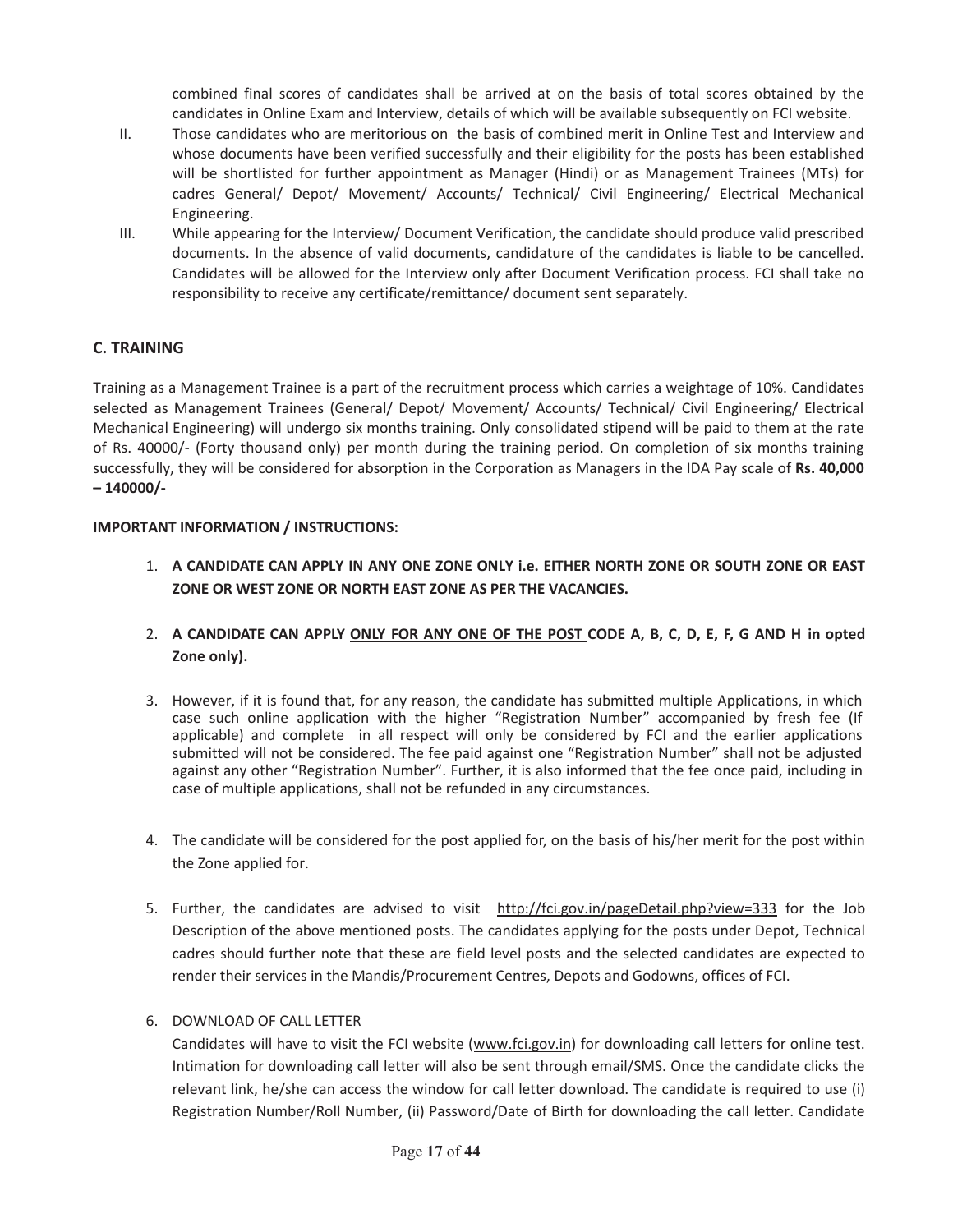combined final scores of candidates shall be arrived at on the basis of total scores obtained by the candidates in Online Exam and Interview, details of which will be available subsequently on FCI website.

II. Those candidates who are meritorious on the basis of combined merit in Online Test and Interview and whose documents have been verified successfully and their eligibility for the posts has been established will be shortlisted for further appointment as Manager (Hindi) or as Management Trainees (MTs) for cadres General/ Depot/ Movement/ Accounts/ Technical/ Civil Engineering/ Electrical Mechanical Engineering.

III. While appearing for the Interview/ Document Verification, the candidate should produce valid prescribed documents. In the absence of valid documents, candidature of the candidates is liable to be cancelled. Candidates will be allowed for the Interview only after Document Verification process. FCI shall take no responsibility to receive any certificate/remittance/ document sent separately.

## C. TRAINING

Training as a Management Trainee is a part of the recruitment process which carries a weightage of 10%. Candidates selected as Management Trainees (General/ Depot/ Movement/ Accounts/ Technical/ Civil Engineering/ Electrical Mechanical Engineering) will undergo six months training. Only consolidated stipend will be paid to them at the rate of Rs. 40000/- (Forty thousand only) per month during the training period. On completion of six months training successfully, they will be considered for absorption in the Corporation as Managers in the IDA Pay scale of **Rs. 40,000 – 140000/-**

**IMPORTANT INFORMATION / INSTRUCTIONS:**

1. **A CANDIDATE CAN APPLY IN ANY ONE ZONE ONLY i.e. EITHER NORTH ZONE OR SOUTH ZONE OR EAST ZONE OR WEST ZONE OR NORTH EAST ZONE AS PER THE VACANCIES.**

2. **A CANDIDATE CAN APPLY <u>ONLY FOR ANY ONE OF THE POST</u> CODE A, B, C, D, E, F, G AND H in opted Zone only).**

3. However, if it is found that, for any reason, the candidate has submitted multiple Applications, in which case such online application with the higher "Registration Number" accompanied by fresh fee (If applicable) and complete in all respect will only be considered by FCI and the earlier applications submitted will not be considered. The fee paid against one "Registration Number" shall not be adjusted against any other "Registration Number". Further, it is also informed that the fee once paid, including in case of multiple applications, shall not be refunded in any circumstances.

4. The candidate will be considered for the post applied for, on the basis of his/her merit for the post within the Zone applied for.

5. Further, the candidates are advised to visit http://fci.gov.in/pageDetail.php?view=333 for the Job Description of the above mentioned posts. The candidates applying for the posts under Depot, Technical cadres should further note that these are field level posts and the selected candidates are expected to render their services in the Mandis/Procurement Centres, Depots and Godowns, offices of FCI.

6. DOWNLOAD OF CALL LETTER

   Candidates will have to visit the FCI website (www.fci.gov.in) for downloading call letters for online test. Intimation for downloading call letter will also be sent through email/SMS. Once the candidate clicks the relevant link, he/she can access the window for call letter download. The candidate is required to use (i) Registration Number/Roll Number, (ii) Password/Date of Birth for downloading the call letter. Candidate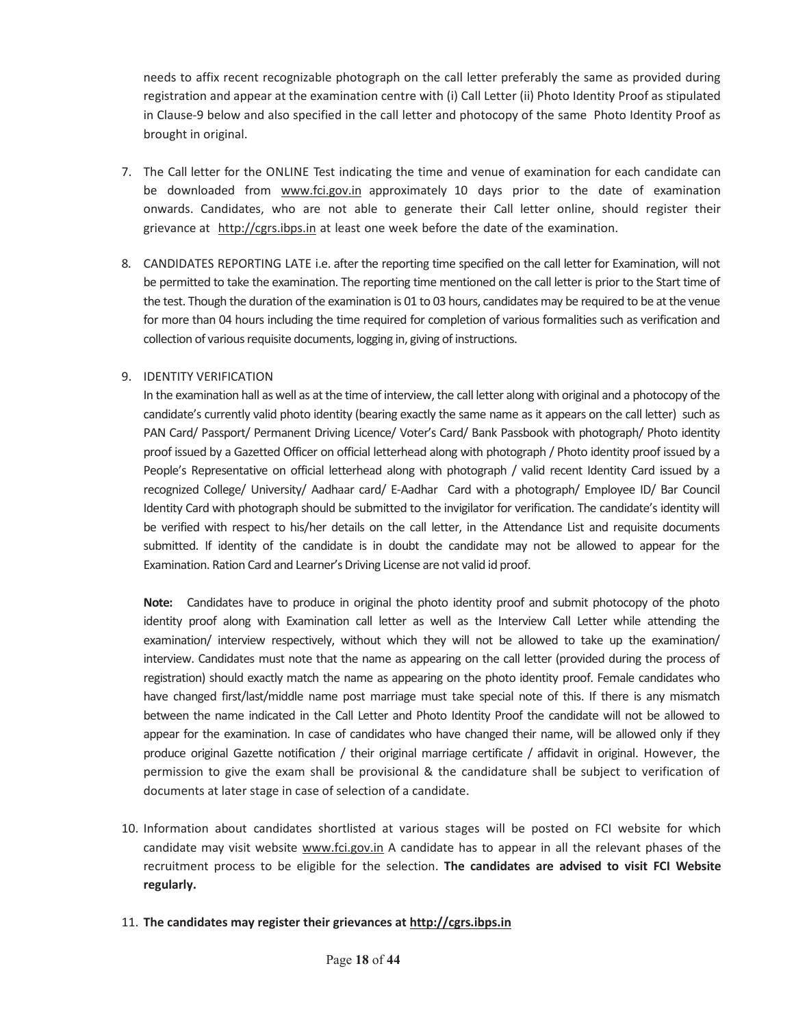needs to affix recent recognizable photograph on the call letter preferably the same as provided during registration and appear at the examination centre with (i) Call Letter (ii) Photo Identity Proof as stipulated in Clause-9 below and also specified in the call letter and photocopy of the same Photo Identity Proof as brought in original.

7. The Call letter for the ONLINE Test indicating the time and venue of examination for each candidate can be downloaded from www.fci.gov.in approximately 10 days prior to the date of examination onwards. Candidates, who are not able to generate their Call letter online, should register their grievance at http://cgrs.ibps.in at least one week before the date of the examination.

8. CANDIDATES REPORTING LATE i.e. after the reporting time specified on the call letter for Examination, will not be permitted to take the examination. The reporting time mentioned on the call letter is prior to the Start time of the test. Though the duration of the examination is 01 to 03 hours, candidates may be required to be at the venue for more than 04 hours including the time required for completion of various formalities such as verification and collection of various requisite documents, logging in, giving of instructions.

9. IDENTITY VERIFICATION

   In the examination hall as well as at the time of interview, the call letter along with original and a photocopy of the candidate's currently valid photo identity (bearing exactly the same name as it appears on the call letter) such as PAN Card/ Passport/ Permanent Driving Licence/ Voter's Card/ Bank Passbook with photograph/ Photo identity proof issued by a Gazetted Officer on official letterhead along with photograph / Photo identity proof issued by a People's Representative on official letterhead along with photograph / valid recent Identity Card issued by a recognized College/ University/ Aadhaar card/ E-Aadhar Card with a photograph/ Employee ID/ Bar Council Identity Card with photograph should be submitted to the invigilator for verification. The candidate's identity will be verified with respect to his/her details on the call letter, in the Attendance List and requisite documents submitted. If identity of the candidate is in doubt the candidate may not be allowed to appear for the Examination. Ration Card and Learner's Driving License are not valid id proof.

   **Note:** Candidates have to produce in original the photo identity proof and submit photocopy of the photo identity proof along with Examination call letter as well as the Interview Call Letter while attending the examination/ interview respectively, without which they will not be allowed to take up the examination/ interview. Candidates must note that the name as appearing on the call letter (provided during the process of registration) should exactly match the name as appearing on the photo identity proof. Female candidates who have changed first/last/middle name post marriage must take special note of this. If there is any mismatch between the name indicated in the Call Letter and Photo Identity Proof the candidate will not be allowed to appear for the examination. In case of candidates who have changed their name, will be allowed only if they produce original Gazette notification / their original marriage certificate / affidavit in original. However, the permission to give the exam shall be provisional & the candidature shall be subject to verification of documents at later stage in case of selection of a candidate.

10. Information about candidates shortlisted at various stages will be posted on FCI website for which candidate may visit website www.fci.gov.in A candidate has to appear in all the relevant phases of the recruitment process to be eligible for the selection. **The candidates are advised to visit FCI Website regularly.**

11. **The candidates may register their grievances at http://cgrs.ibps.in**